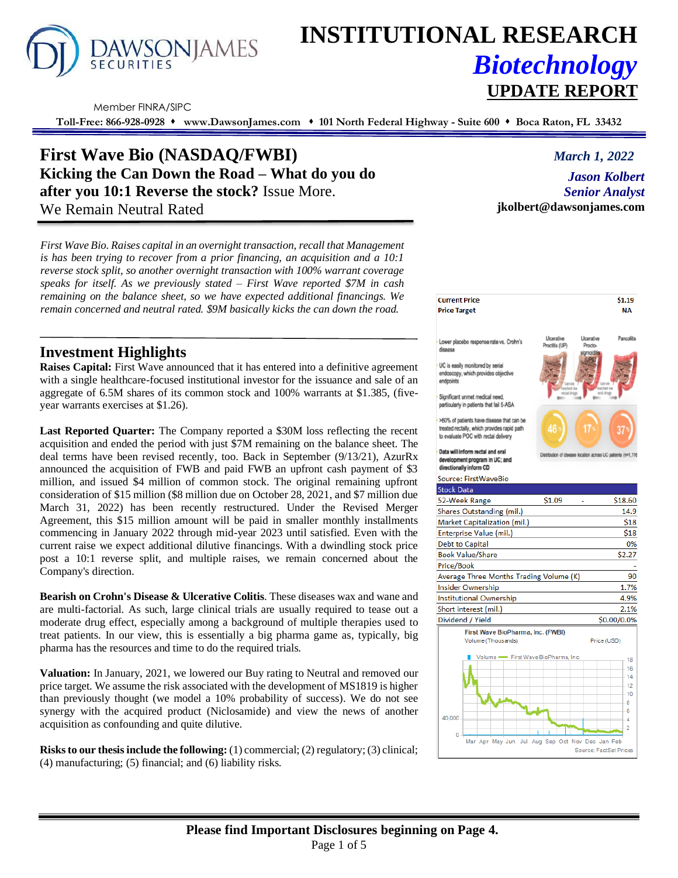# INSTITUTIONAL RESEARCH

## *Biotechnology*

## UPDATE REPORT

Member FINRA/SIPC

**Toll-Free: 866-928-0928 ♦ www.DawsonJames.com ♦ 101 North Federal Highway - Suite 600 ♦ Boca Raton, FL 33432**

# First Wave Bio (NASDAQ/FWBI)

## Kicking the Can Down the Road – What do you do after you 10:1 Reverse the stock? Issue More.

We Remain Neutral Rated

*March 1, 2022*

*Jason Kolbert*
*Senior Analyst*
**jkolbert@dawsonjames.com**

*First Wave Bio. Raises capital in an overnight transaction, recall that Management is has been trying to recover from a prior financing, an acquisition and a 10:1 reverse stock split, so another overnight transaction with 100% warrant coverage speaks for itself. As we previously stated – First Wave reported $7M in cash remaining on the balance sheet, so we have expected additional financings. We remain concerned and neutral rated. $9M basically kicks the can down the road.*

## Investment Highlights

**Raises Capital:** First Wave announced that it has entered into a definitive agreement with a single healthcare-focused institutional investor for the issuance and sale of an aggregate of 6.5M shares of its common stock and 100% warrants at $1.385, (five-year warrants exercises at $1.26).

**Last Reported Quarter:** The Company reported a $30M loss reflecting the recent acquisition and ended the period with just $7M remaining on the balance sheet. The deal terms have been revised recently, too. Back in September (9/13/21), AzurRx announced the acquisition of FWB and paid FWB an upfront cash payment of $3 million, and issued $4 million of common stock. The original remaining upfront consideration of $15 million ($8 million due on October 28, 2021, and $7 million due March 31, 2022) has been recently restructured. Under the Revised Merger Agreement, this $15 million amount will be paid in smaller monthly installments commencing in January 2022 through mid-year 2023 until satisfied. Even with the current raise we expect additional dilutive financings. With a dwindling stock price post a 10:1 reverse split, and multiple raises, we remain concerned about the Company's direction.

**Bearish on Crohn's Disease & Ulcerative Colitis**. These diseases wax and wane and are multi-factorial. As such, large clinical trials are usually required to tease out a moderate drug effect, especially among a background of multiple therapies used to treat patients. In our view, this is essentially a big pharma game as, typically, big pharma has the resources and time to do the required trials.

**Valuation:** In January, 2021, we lowered our Buy rating to Neutral and removed our price target. We assume the risk associated with the development of MS1819 is higher than previously thought (we model a 10% probability of success). We do not see synergy with the acquired product (Niclosamide) and view the news of another acquisition as confounding and quite dilutive.

**Risks to our thesis include the following:** (1) commercial; (2) regulatory; (3) clinical; (4) manufacturing; (5) financial; and (6) liability risks.

| | |
|---|---|
| **Current Price** | **$1.19** |
| **Price Target** | **NA** |

- Lower placebo response rate vs. Crohn's disease
- UC is easily monitored by serial endoscopy, which provides objective endpoints
- Significant unmet medical need, particularly in patients that fail 5-ASA
- >60% of patients have disease that can be treated rectally, which provides rapid path to evaluate POC with rectal delivery
- **Data will inform rectal and oral development program in UC; and directionally inform CD**

Ulcerative Proctitis (UP): 46% | Ulcerative Proctosigmoiditis (UPS): 17% | Pancolitis: 37%

Distribution of disease location across UC patients (n=1,116)

Source: FirstWaveBio

| Stock Data | | | |
|---|---|---|---|
| 52-Week Range | $1.09 | - | $18.60 |
| Shares Outstanding (mil.) | | | 14.9 |
| Market Capitalization (mil.) | | | $18 |
| Enterprise Value (mil.) | | | $18 |
| Debt to Capital | | | 0% |
| Book Value/Share | | | $2.27 |
| Price/Book | | | - |
| Average Three Months Trading Volume (K) | | | 90 |
| Insider Ownership | | | 1.7% |
| Institutional Ownership | | | 4.9% |
| Short interest (mil.) | | | 2.1% |
| Dividend / Yield | | | $0.00/0.0% |

First Wave BioPharma, Inc. (FWBI)
Volume (Thousands) — Price (USD)
Source: FactSet Prices

**Please find Important Disclosures beginning on Page 4.**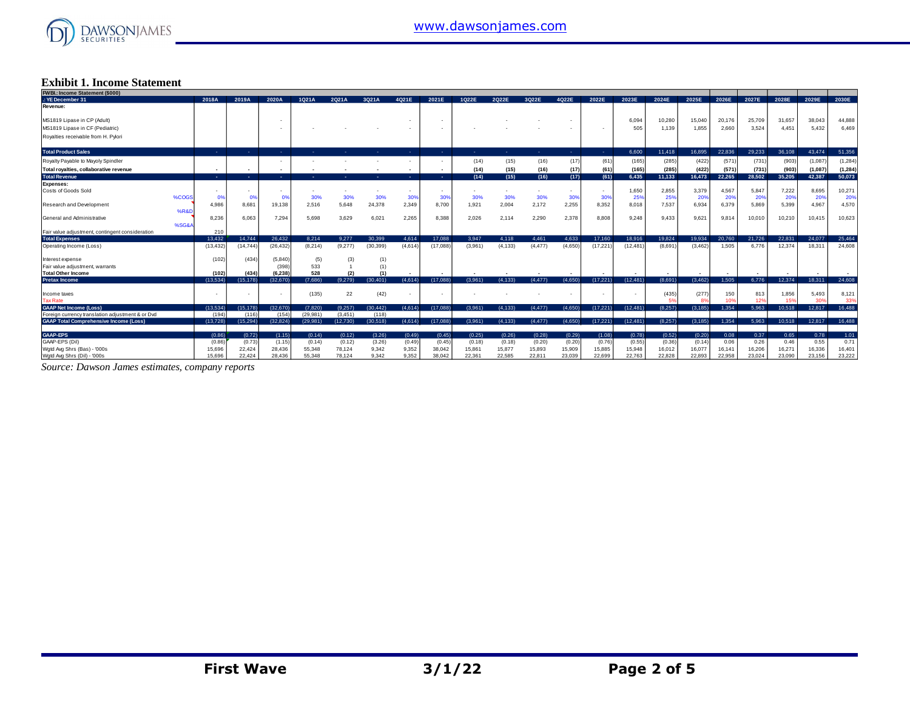### Exhibit 1. Income Statement

| FWBI.: Income Statement ($000) | | | | | | | | | | | | | | | | | | | | | | | |
|---|---|---|---|---|---|---|---|---|---|---|---|---|---|---|---|---|---|---|---|---|---|---|---|
| .: YE December 31 | 2018A | 2019A | 2020A | 1Q21A | 2Q21A | 3Q21A | 4Q21E | 2021E | 1Q22E | 2Q22E | 3Q22E | 4Q22E | 2022E | 2023E | 2024E | 2025E | 2026E | 2027E | 2028E | 2029E | 2030E |
| **Revenue:** | | | | | | | | | | | | | | | | | | | | | |
| MS1819 Lipase in CP (Adult) | | | - | | | | - | - | | - | - | - | | 6,094 | 10,280 | 15,040 | 20,176 | 25,709 | 31,657 | 38,043 | 44,888 |
| MS1819 Lipase in CF (Pediatric) | | | - | - | - | - | - | - | - | - | - | - | - | 505 | 1,139 | 1,855 | 2,660 | 3,524 | 4,451 | 5,432 | 6,469 |
| Royalties receivable from H. Pylori | | | | | | | | | | | | | | | | | | | | | |
| **Total Product Sales** | - | - | - | - | - | - | - | - | - | - | - | - | - | 6,600 | 11,418 | 16,895 | 22,836 | 29,233 | 36,108 | 43,474 | 51,356 |
| Royalty Payable to Mayoly Spindler | | | - | - | - | - | - | - | (14) | (15) | (16) | (17) | (61) | (165) | (285) | (422) | (571) | (731) | (903) | (1,087) | (1,284) |
| **Total royalties, collaborative revenue** | - | - | - | - | - | - | - | - | **(14)** | **(15)** | **(16)** | **(17)** | **(61)** | **(165)** | **(285)** | **(422)** | **(571)** | **(731)** | **(903)** | **(1,087)** | **(1,284)** |
| **Total Revenue** | - | - | - | - | - | - | - | - | **(14)** | **(15)** | **(16)** | **(17)** | **(61)** | **6,435** | **11,133** | **16,473** | **22,265** | **28,502** | **35,205** | **42,387** | **50,073** |
| **Expenses:** | | | | | | | | | | | | | | | | | | | | | |
| Costs of Goods Sold | - | - | - | - | - | - | - | - | - | - | - | - | - | 1,650 | 2,855 | 3,379 | 4,567 | 5,847 | 7,222 | 8,695 | 10,271 |
| %COGS | 0% | 0% | 0% | 30% | 30% | 30% | 30% | 30% | 30% | 30% | 30% | 30% | 30% | 25% | 25% | 20% | 20% | 20% | 20% | 20% | 20% |
| Research and Development | 4,986 | 8,681 | 19,138 | 2,516 | 5,648 | 24,378 | 2,349 | 8,700 | 1,921 | 2,004 | 2,172 | 2,255 | 8,352 | 8,018 | 7,537 | 6,934 | 6,379 | 5,869 | 5,399 | 4,967 | 4,570 |
| %R&D | | | | | | | | | | | | | | | | | | | | | |
| General and Administrative | 8,236 | 6,063 | 7,294 | 5,698 | 3,629 | 6,021 | 2,265 | 8,388 | 2,026 | 2,114 | 2,290 | 2,378 | 8,808 | 9,248 | 9,433 | 9,621 | 9,814 | 10,010 | 10,210 | 10,415 | 10,623 |
| %SG&A | | | | | | | | | | | | | | | | | | | | | |
| Fair value adjustment, contingent consideration | 210 | | | | | | | | | | | | | | | | | | | | |
| **Total Expenses** | 13,432 | 14,744 | 26,432 | 8,214 | 9,277 | 30,399 | 4,614 | 17,088 | 3,947 | 4,118 | 4,461 | 4,633 | 17,160 | 18,916 | 19,824 | 19,934 | 20,760 | 21,726 | 22,831 | 24,077 | 25,464 |
| Operating Income (Loss) | (13,432) | (14,744) | (26,432) | (8,214) | (9,277) | (30,399) | (4,614) | (17,088) | (3,961) | (4,133) | (4,477) | (4,650) | (17,221) | (12,481) | (8,691) | (3,462) | 1,505 | 6,776 | 12,374 | 18,311 | 24,608 |
| Interest expense | (102) | (434) | (5,840) | (5) | (3) | (1) | | | | | | | | | | | | | | | |
| Fair value adjustment, warrants | | | (398) | 533 | 1 | (1) | | | | | | | | | | | | | | | |
| **Total Other Income** | **(102)** | **(434)** | **(6,238)** | **528** | **(2)** | **(1)** | - | - | - | - | - | - | - | - | - | - | - | - | - | - | - |
| **Pretax Income** | (13,534) | (15,178) | (32,670) | (7,686) | (9,279) | (30,401) | (4,614) | (17,088) | (3,961) | (4,133) | (4,477) | (4,650) | (17,221) | (12,481) | (8,691) | (3,462) | 1,505 | 6,776 | 12,374 | 18,311 | 24,608 |
| Income taxes | - | - | - | (135) | 22 | (42) | - | - | - | - | - | - | - | - | (435) | (277) | 150 | 813 | 1,856 | 5,493 | 8,121 |
| Tax Rate | | | | | | | | | | | | | | | 5% | 8% | 10% | 12% | 15% | 30% | 33% |
| **GAAP Net Income (Loss)** | (13,534) | (15,178) | (32,670) | (7,820) | (9,257) | (30,442) | (4,614) | (17,088) | (3,961) | (4,133) | (4,477) | (4,650) | (17,221) | (12,481) | (8,257) | (3,185) | 1,354 | 5,963 | 10,518 | 12,817 | 16,488 |
| Foreign currency translation adjustment & or Dvd | (194) | (116) | (154) | (29,981) | (3,451) | (118) | | | | | | | | | | | | | | | |
| **GAAP Total Comprehensive Income (Loss)** | (13,728) | (15,294) | (32,824) | (29,981) | (12,730) | (30,518) | (4,614) | (17,088) | (3,961) | (4,133) | (4,477) | (4,650) | (17,221) | (12,481) | (8,257) | (3,185) | 1,354 | 5,963 | 10,518 | 12,817 | 16,488 |
| **GAAP-EPS** | (0.86) | (0.72) | (1.15) | (0.14) | (0.12) | (3.26) | (0.49) | (0.45) | (0.25) | (0.26) | (0.28) | (0.29) | (1.08) | (0.78) | (0.52) | (0.20) | 0.08 | 0.37 | 0.65 | 0.78 | 1.01 |
| GAAP-EPS (Dil) | (0.86) | (0.73) | (1.15) | (0.14) | (0.12) | (3.26) | (0.49) | (0.45) | (0.18) | (0.18) | (0.20) | (0.20) | (0.76) | (0.55) | (0.36) | (0.14) | 0.06 | 0.26 | 0.46 | 0.55 | 0.71 |
| Wgtd Avg Shrs (Bas) - '000s | 15,696 | 22,424 | 28,436 | 55,348 | 78,124 | 9,342 | 9,352 | 38,042 | 15,861 | 15,877 | 15,893 | 15,909 | 15,885 | 15,948 | 16,012 | 16,077 | 16,141 | 16,206 | 16,271 | 16,336 | 16,401 |
| Wgtd Avg Shrs (Dil) - '000s | 15,696 | 22,424 | 28,436 | 55,348 | 78,124 | 9,342 | 9,352 | 38,042 | 22,361 | 22,585 | 22,811 | 23,039 | 22,699 | 22,763 | 22,828 | 22,893 | 22,958 | 23,024 | 23,090 | 23,156 | 23,222 |

*Source: Dawson James estimates, company reports*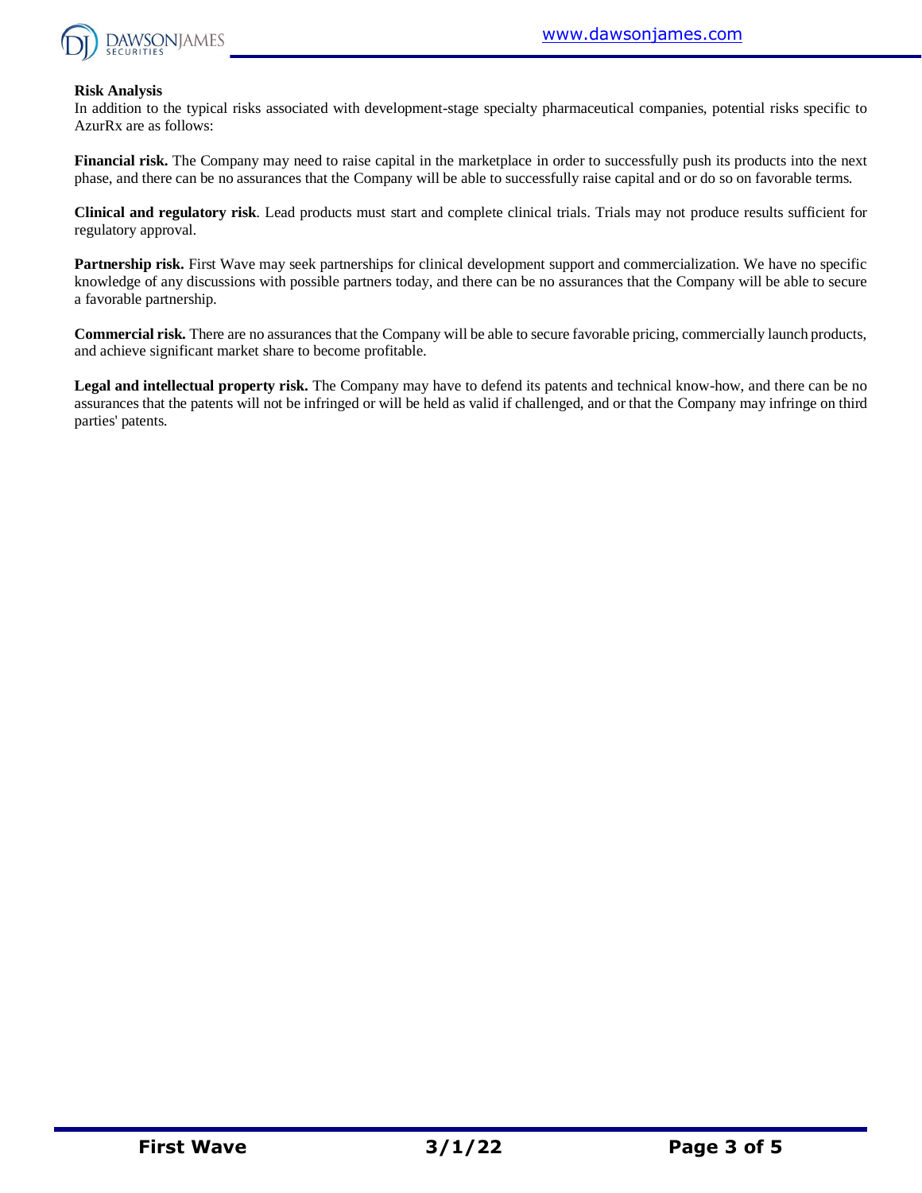**Risk Analysis**

In addition to the typical risks associated with development-stage specialty pharmaceutical companies, potential risks specific to AzurRx are as follows:

**Financial risk.** The Company may need to raise capital in the marketplace in order to successfully push its products into the next phase, and there can be no assurances that the Company will be able to successfully raise capital and or do so on favorable terms.

**Clinical and regulatory risk**. Lead products must start and complete clinical trials. Trials may not produce results sufficient for regulatory approval.

**Partnership risk.** First Wave may seek partnerships for clinical development support and commercialization. We have no specific knowledge of any discussions with possible partners today, and there can be no assurances that the Company will be able to secure a favorable partnership.

**Commercial risk.** There are no assurances that the Company will be able to secure favorable pricing, commercially launch products, and achieve significant market share to become profitable.

**Legal and intellectual property risk.** The Company may have to defend its patents and technical know-how, and there can be no assurances that the patents will not be infringed or will be held as valid if challenged, and or that the Company may infringe on third parties' patents.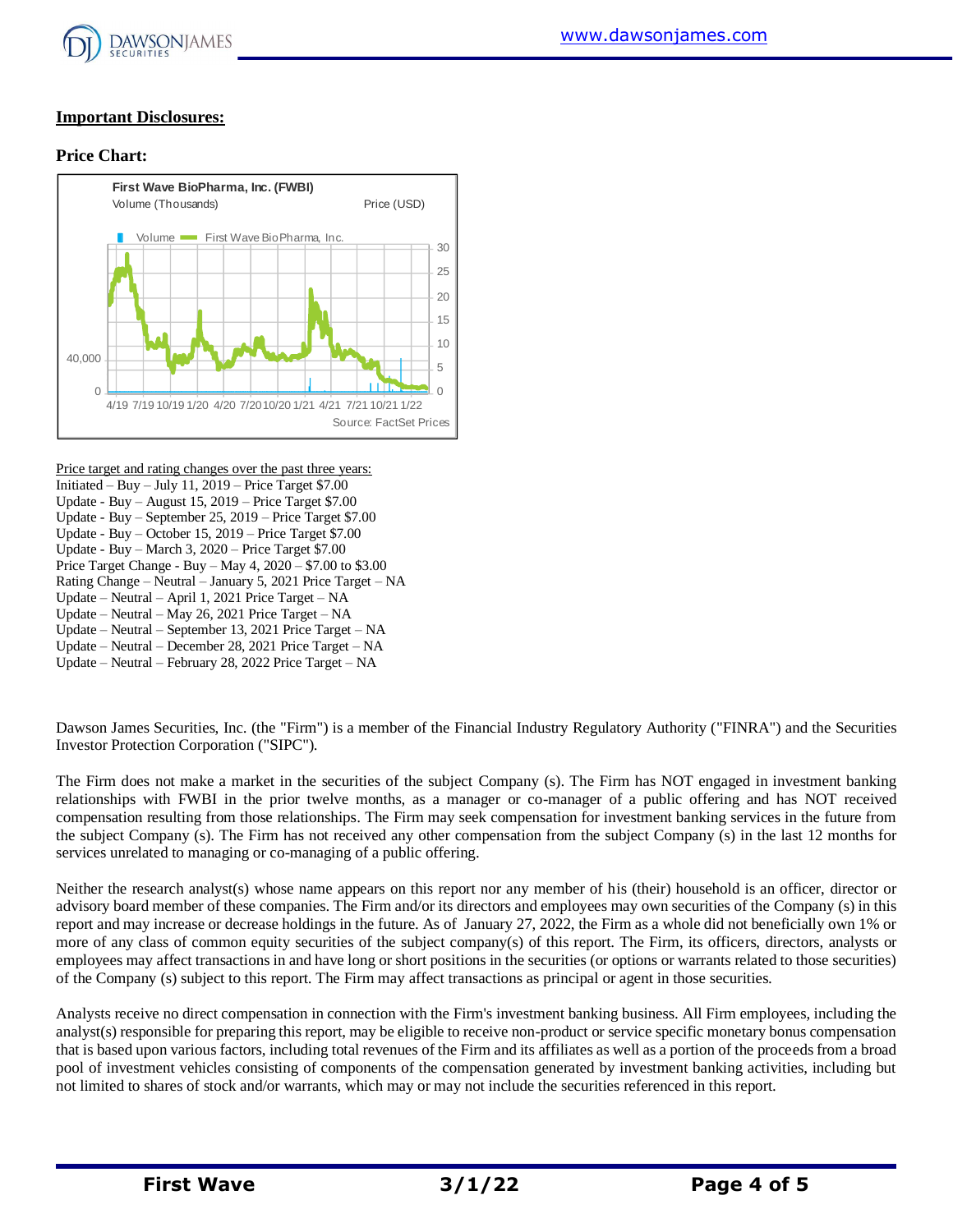**Important Disclosures:**

**Price Chart:**

First Wave BioPharma, Inc. (FWBI)
Volume (Thousands) Price (USD)

Source: FactSet Prices

Price target and rating changes over the past three years:
Initiated – Buy – July 11, 2019 – Price Target $7.00
Update - Buy – August 15, 2019 – Price Target $7.00
Update - Buy – September 25, 2019 – Price Target $7.00
Update - Buy – October 15, 2019 – Price Target $7.00
Update - Buy – March 3, 2020 – Price Target $7.00
Price Target Change - Buy – May 4, 2020 – $7.00 to $3.00
Rating Change – Neutral – January 5, 2021 Price Target – NA
Update – Neutral – April 1, 2021 Price Target – NA
Update – Neutral – May 26, 2021 Price Target – NA
Update – Neutral – September 13, 2021 Price Target – NA
Update – Neutral – December 28, 2021 Price Target – NA
Update – Neutral – February 28, 2022 Price Target – NA

Dawson James Securities, Inc. (the "Firm") is a member of the Financial Industry Regulatory Authority ("FINRA") and the Securities Investor Protection Corporation ("SIPC").

The Firm does not make a market in the securities of the subject Company (s). The Firm has NOT engaged in investment banking relationships with FWBI in the prior twelve months, as a manager or co-manager of a public offering and has NOT received compensation resulting from those relationships. The Firm may seek compensation for investment banking services in the future from the subject Company (s). The Firm has not received any other compensation from the subject Company (s) in the last 12 months for services unrelated to managing or co-managing of a public offering.

Neither the research analyst(s) whose name appears on this report nor any member of his (their) household is an officer, director or advisory board member of these companies. The Firm and/or its directors and employees may own securities of the Company (s) in this report and may increase or decrease holdings in the future. As of January 27, 2022, the Firm as a whole did not beneficially own 1% or more of any class of common equity securities of the subject company(s) of this report. The Firm, its officers, directors, analysts or employees may affect transactions in and have long or short positions in the securities (or options or warrants related to those securities) of the Company (s) subject to this report. The Firm may affect transactions as principal or agent in those securities.

Analysts receive no direct compensation in connection with the Firm's investment banking business. All Firm employees, including the analyst(s) responsible for preparing this report, may be eligible to receive non-product or service specific monetary bonus compensation that is based upon various factors, including total revenues of the Firm and its affiliates as well as a portion of the proceeds from a broad pool of investment vehicles consisting of components of the compensation generated by investment banking activities, including but not limited to shares of stock and/or warrants, which may or may not include the securities referenced in this report.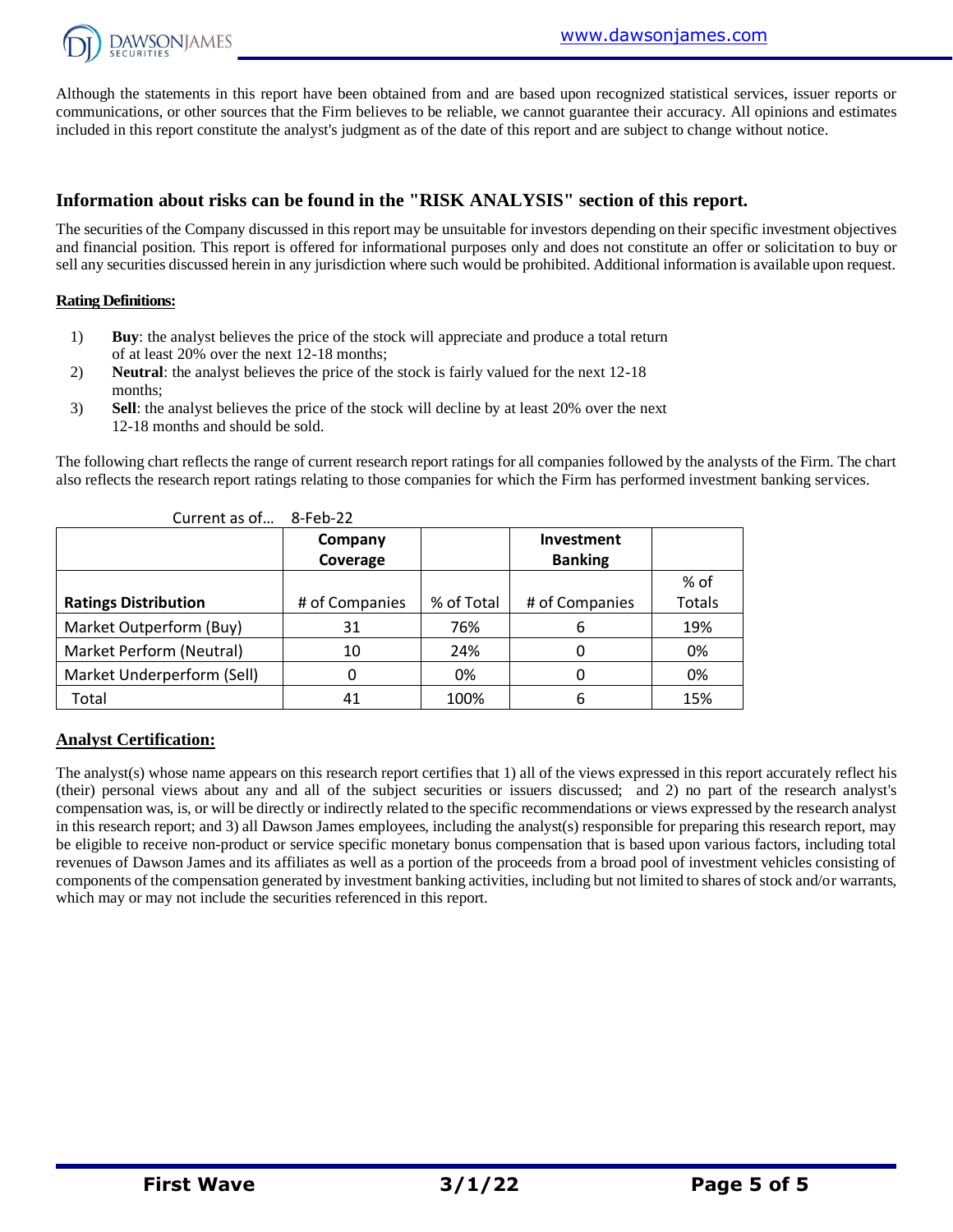Although the statements in this report have been obtained from and are based upon recognized statistical services, issuer reports or communications, or other sources that the Firm believes to be reliable, we cannot guarantee their accuracy. All opinions and estimates included in this report constitute the analyst's judgment as of the date of this report and are subject to change without notice.

## Information about risks can be found in the "RISK ANALYSIS" section of this report.

The securities of the Company discussed in this report may be unsuitable for investors depending on their specific investment objectives and financial position. This report is offered for informational purposes only and does not constitute an offer or solicitation to buy or sell any securities discussed herein in any jurisdiction where such would be prohibited. Additional information is available upon request.

**Rating Definitions:**

1) **Buy**: the analyst believes the price of the stock will appreciate and produce a total return of at least 20% over the next 12-18 months;
2) **Neutral**: the analyst believes the price of the stock is fairly valued for the next 12-18 months;
3) **Sell**: the analyst believes the price of the stock will decline by at least 20% over the next 12-18 months and should be sold.

The following chart reflects the range of current research report ratings for all companies followed by the analysts of the Firm. The chart also reflects the research report ratings relating to those companies for which the Firm has performed investment banking services.

Current as of... 8-Feb-22

| | Company Coverage | | Investment Banking | |
|---|---|---|---|---|
| **Ratings Distribution** | # of Companies | % of Total | # of Companies | % of Totals |
| Market Outperform (Buy) | 31 | 76% | 6 | 19% |
| Market Perform (Neutral) | 10 | 24% | 0 | 0% |
| Market Underperform (Sell) | 0 | 0% | 0 | 0% |
| Total | 41 | 100% | 6 | 15% |

**Analyst Certification:**

The analyst(s) whose name appears on this research report certifies that 1) all of the views expressed in this report accurately reflect his (their) personal views about any and all of the subject securities or issuers discussed; and 2) no part of the research analyst's compensation was, is, or will be directly or indirectly related to the specific recommendations or views expressed by the research analyst in this research report; and 3) all Dawson James employees, including the analyst(s) responsible for preparing this research report, may be eligible to receive non-product or service specific monetary bonus compensation that is based upon various factors, including total revenues of Dawson James and its affiliates as well as a portion of the proceeds from a broad pool of investment vehicles consisting of components of the compensation generated by investment banking activities, including but not limited to shares of stock and/or warrants, which may or may not include the securities referenced in this report.